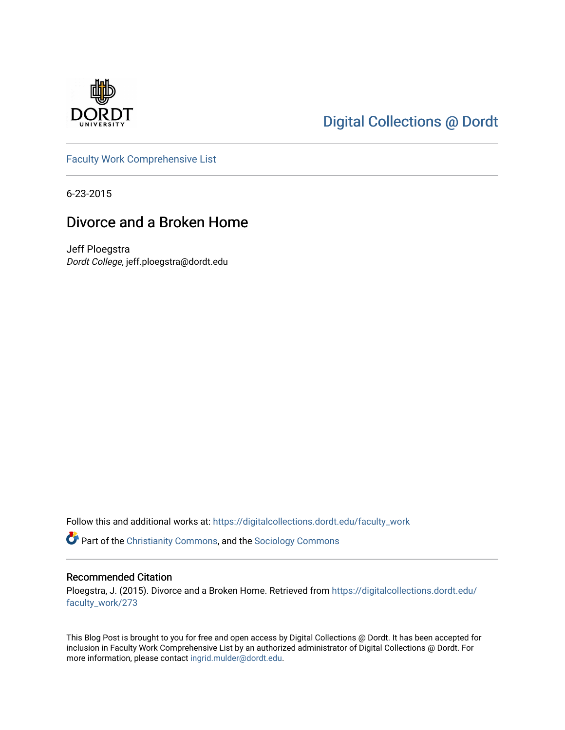Digital Collections @ Dordt

Faculty Work Comprehensive List

6-23-2015

# Divorce and a Broken Home

Jeff Ploegstra
*Dordt College*, jeff.ploegstra@dordt.edu

Follow this and additional works at: https://digitalcollections.dordt.edu/faculty_work

Part of the Christianity Commons, and the Sociology Commons

## Recommended Citation

Ploegstra, J. (2015). Divorce and a Broken Home. Retrieved from https://digitalcollections.dordt.edu/faculty_work/273

This Blog Post is brought to you for free and open access by Digital Collections @ Dordt. It has been accepted for inclusion in Faculty Work Comprehensive List by an authorized administrator of Digital Collections @ Dordt. For more information, please contact ingrid.mulder@dordt.edu.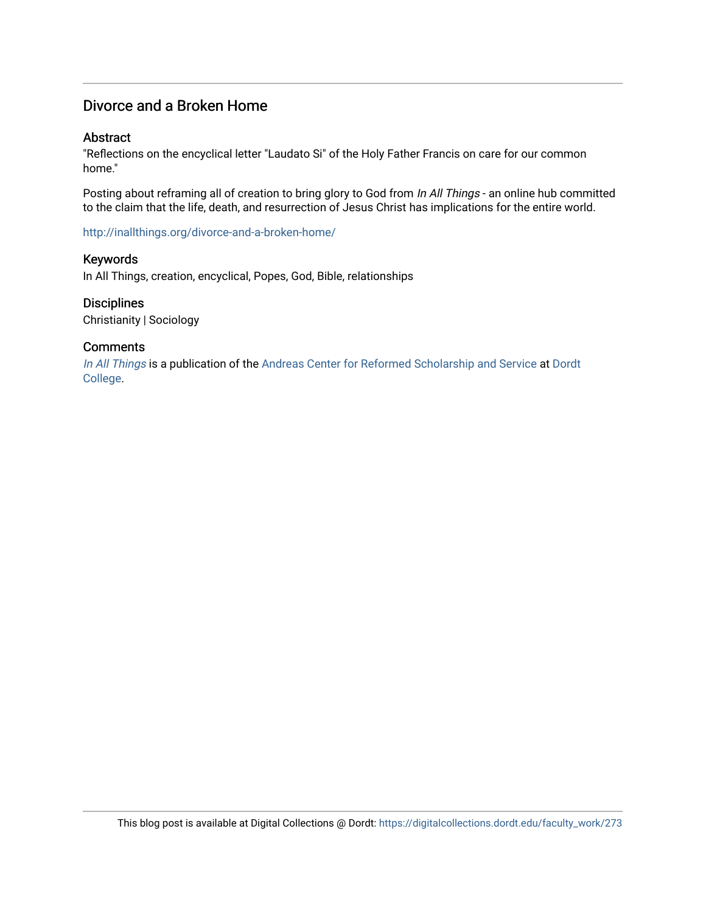## Divorce and a Broken Home

### Abstract

"Reflections on the encyclical letter "Laudato Si" of the Holy Father Francis on care for our common home."

Posting about reframing all of creation to bring glory to God from *In All Things* - an online hub committed to the claim that the life, death, and resurrection of Jesus Christ has implications for the entire world.

http://inallthings.org/divorce-and-a-broken-home/

### Keywords

In All Things, creation, encyclical, Popes, God, Bible, relationships

### Disciplines

Christianity | Sociology

### Comments

*In All Things* is a publication of the Andreas Center for Reformed Scholarship and Service at Dordt College.

This blog post is available at Digital Collections @ Dordt: https://digitalcollections.dordt.edu/faculty_work/273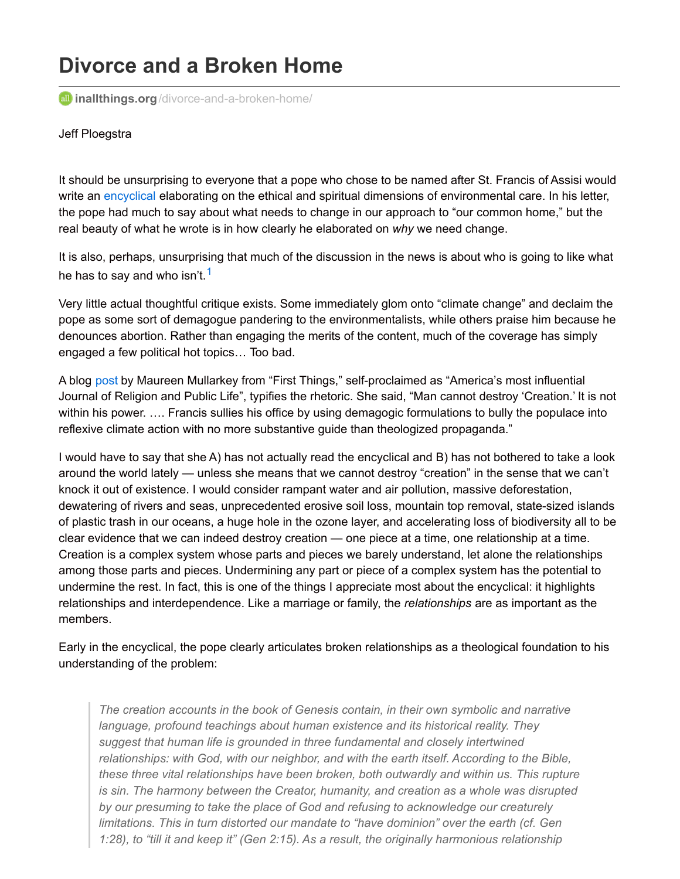# Divorce and a Broken Home

inallthings.org/divorce-and-a-broken-home/

Jeff Ploegstra

It should be unsurprising to everyone that a pope who chose to be named after St. Francis of Assisi would write an encyclical elaborating on the ethical and spiritual dimensions of environmental care. In his letter, the pope had much to say about what needs to change in our approach to "our common home," but the real beauty of what he wrote is in how clearly he elaborated on *why* we need change.

It is also, perhaps, unsurprising that much of the discussion in the news is about who is going to like what he has to say and who isn't.[1]

Very little actual thoughtful critique exists. Some immediately glom onto "climate change" and declaim the pope as some sort of demagogue pandering to the environmentalists, while others praise him because he denounces abortion. Rather than engaging the merits of the content, much of the coverage has simply engaged a few political hot topics… Too bad.

A blog post by Maureen Mullarkey from "First Things," self-proclaimed as "America's most influential Journal of Religion and Public Life", typifies the rhetoric. She said, "Man cannot destroy 'Creation.' It is not within his power. …. Francis sullies his office by using demagogic formulations to bully the populace into reflexive climate action with no more substantive guide than theologized propaganda."

I would have to say that she A) has not actually read the encyclical and B) has not bothered to take a look around the world lately — unless she means that we cannot destroy "creation" in the sense that we can't knock it out of existence. I would consider rampant water and air pollution, massive deforestation, dewatering of rivers and seas, unprecedented erosive soil loss, mountain top removal, state-sized islands of plastic trash in our oceans, a huge hole in the ozone layer, and accelerating loss of biodiversity all to be clear evidence that we can indeed destroy creation — one piece at a time, one relationship at a time. Creation is a complex system whose parts and pieces we barely understand, let alone the relationships among those parts and pieces. Undermining any part or piece of a complex system has the potential to undermine the rest. In fact, this is one of the things I appreciate most about the encyclical: it highlights relationships and interdependence. Like a marriage or family, the *relationships* are as important as the members.

Early in the encyclical, the pope clearly articulates broken relationships as a theological foundation to his understanding of the problem:

> *The creation accounts in the book of Genesis contain, in their own symbolic and narrative language, profound teachings about human existence and its historical reality. They suggest that human life is grounded in three fundamental and closely intertwined relationships: with God, with our neighbor, and with the earth itself. According to the Bible, these three vital relationships have been broken, both outwardly and within us. This rupture is sin. The harmony between the Creator, humanity, and creation as a whole was disrupted by our presuming to take the place of God and refusing to acknowledge our creaturely limitations. This in turn distorted our mandate to "have dominion" over the earth (cf. Gen 1:28), to "till it and keep it" (Gen 2:15). As a result, the originally harmonious relationship*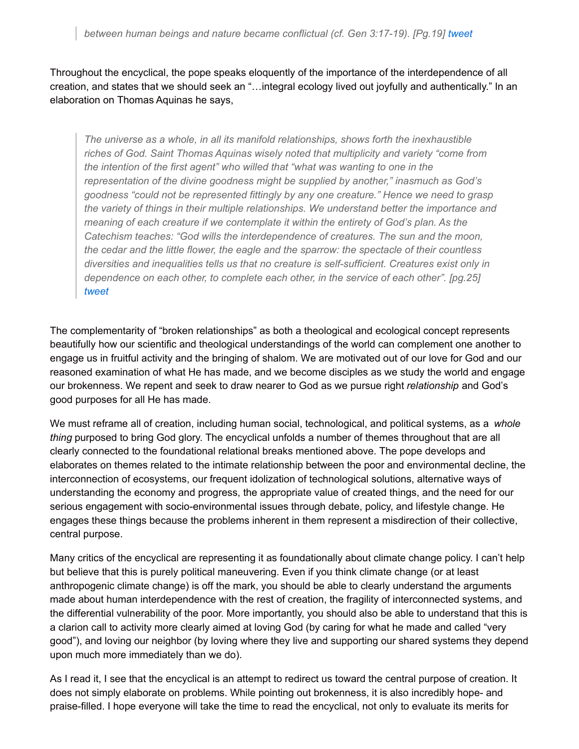> *between human beings and nature became conflictual (cf. Gen 3:17-19). [Pg.19] tweet*

Throughout the encyclical, the pope speaks eloquently of the importance of the interdependence of all creation, and states that we should seek an "…integral ecology lived out joyfully and authentically." In an elaboration on Thomas Aquinas he says,

> *The universe as a whole, in all its manifold relationships, shows forth the inexhaustible riches of God. Saint Thomas Aquinas wisely noted that multiplicity and variety "come from the intention of the first agent" who willed that "what was wanting to one in the representation of the divine goodness might be supplied by another," inasmuch as God's goodness "could not be represented fittingly by any one creature." Hence we need to grasp the variety of things in their multiple relationships. We understand better the importance and meaning of each creature if we contemplate it within the entirety of God's plan. As the Catechism teaches: "God wills the interdependence of creatures. The sun and the moon, the cedar and the little flower, the eagle and the sparrow: the spectacle of their countless diversities and inequalities tells us that no creature is self-sufficient. Creatures exist only in dependence on each other, to complete each other, in the service of each other". [pg.25] tweet*

The complementarity of "broken relationships" as both a theological and ecological concept represents beautifully how our scientific and theological understandings of the world can complement one another to engage us in fruitful activity and the bringing of shalom. We are motivated out of our love for God and our reasoned examination of what He has made, and we become disciples as we study the world and engage our brokenness. We repent and seek to draw nearer to God as we pursue right *relationship* and God's good purposes for all He has made.

We must reframe all of creation, including human social, technological, and political systems, as a *whole thing* purposed to bring God glory. The encyclical unfolds a number of themes throughout that are all clearly connected to the foundational relational breaks mentioned above. The pope develops and elaborates on themes related to the intimate relationship between the poor and environmental decline, the interconnection of ecosystems, our frequent idolization of technological solutions, alternative ways of understanding the economy and progress, the appropriate value of created things, and the need for our serious engagement with socio-environmental issues through debate, policy, and lifestyle change. He engages these things because the problems inherent in them represent a misdirection of their collective, central purpose.

Many critics of the encyclical are representing it as foundationally about climate change policy. I can't help but believe that this is purely political maneuvering. Even if you think climate change (or at least anthropogenic climate change) is off the mark, you should be able to clearly understand the arguments made about human interdependence with the rest of creation, the fragility of interconnected systems, and the differential vulnerability of the poor. More importantly, you should also be able to understand that this is a clarion call to activity more clearly aimed at loving God (by caring for what he made and called "very good"), and loving our neighbor (by loving where they live and supporting our shared systems they depend upon much more immediately than we do).

As I read it, I see that the encyclical is an attempt to redirect us toward the central purpose of creation. It does not simply elaborate on problems. While pointing out brokenness, it is also incredibly hope- and praise-filled. I hope everyone will take the time to read the encyclical, not only to evaluate its merits for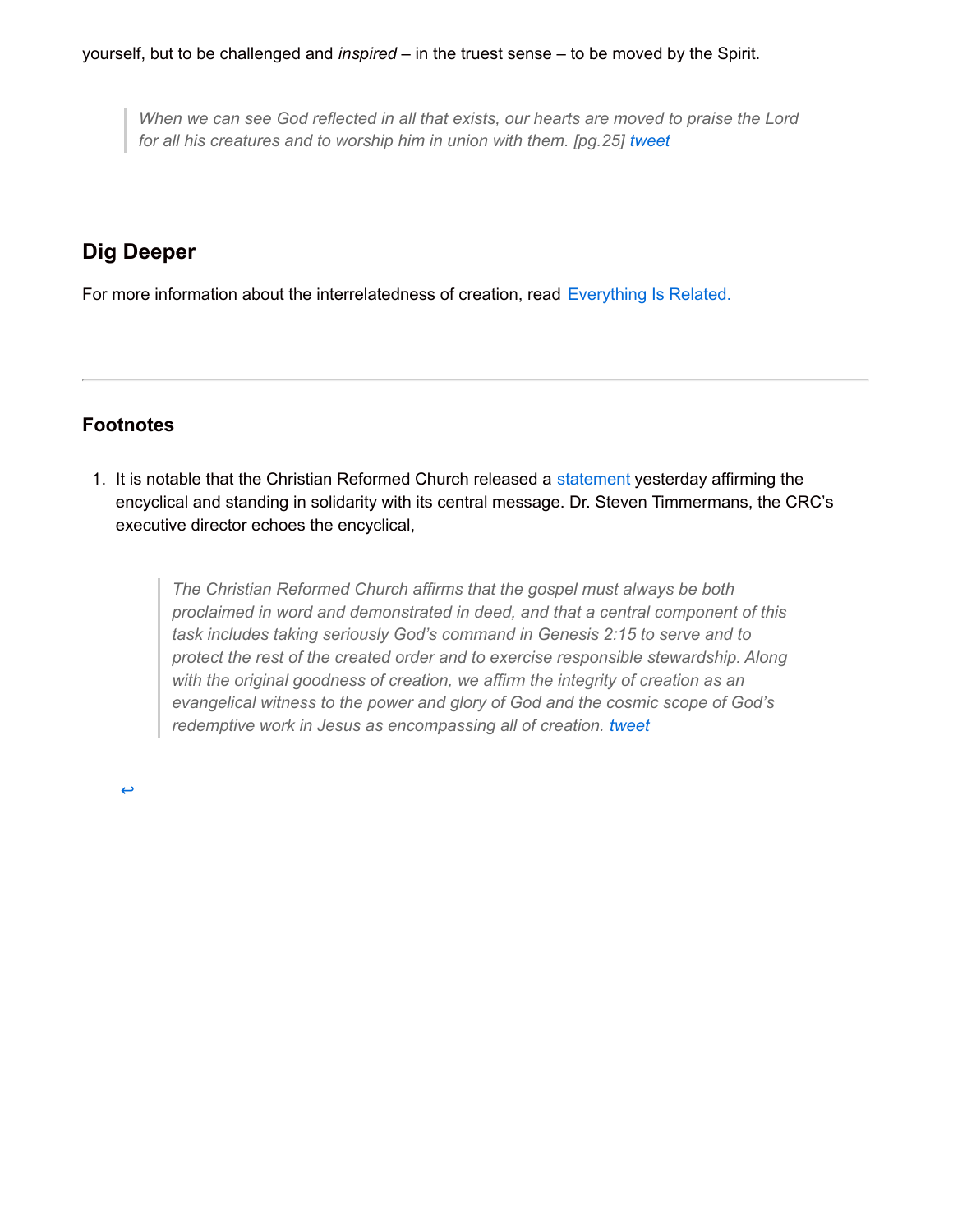yourself, but to be challenged and *inspired* – in the truest sense – to be moved by the Spirit.

> *When we can see God reflected in all that exists, our hearts are moved to praise the Lord for all his creatures and to worship him in union with them. [pg.25] tweet*

## Dig Deeper

For more information about the interrelatedness of creation, read Everything Is Related.

---

### Footnotes

1. It is notable that the Christian Reformed Church released a statement yesterday affirming the encyclical and standing in solidarity with its central message. Dr. Steven Timmermans, the CRC's executive director echoes the encyclical,

   > *The Christian Reformed Church affirms that the gospel must always be both proclaimed in word and demonstrated in deed, and that a central component of this task includes taking seriously God's command in Genesis 2:15 to serve and to protect the rest of the created order and to exercise responsible stewardship. Along with the original goodness of creation, we affirm the integrity of creation as an evangelical witness to the power and glory of God and the cosmic scope of God's redemptive work in Jesus as encompassing all of creation. tweet*

   ↩